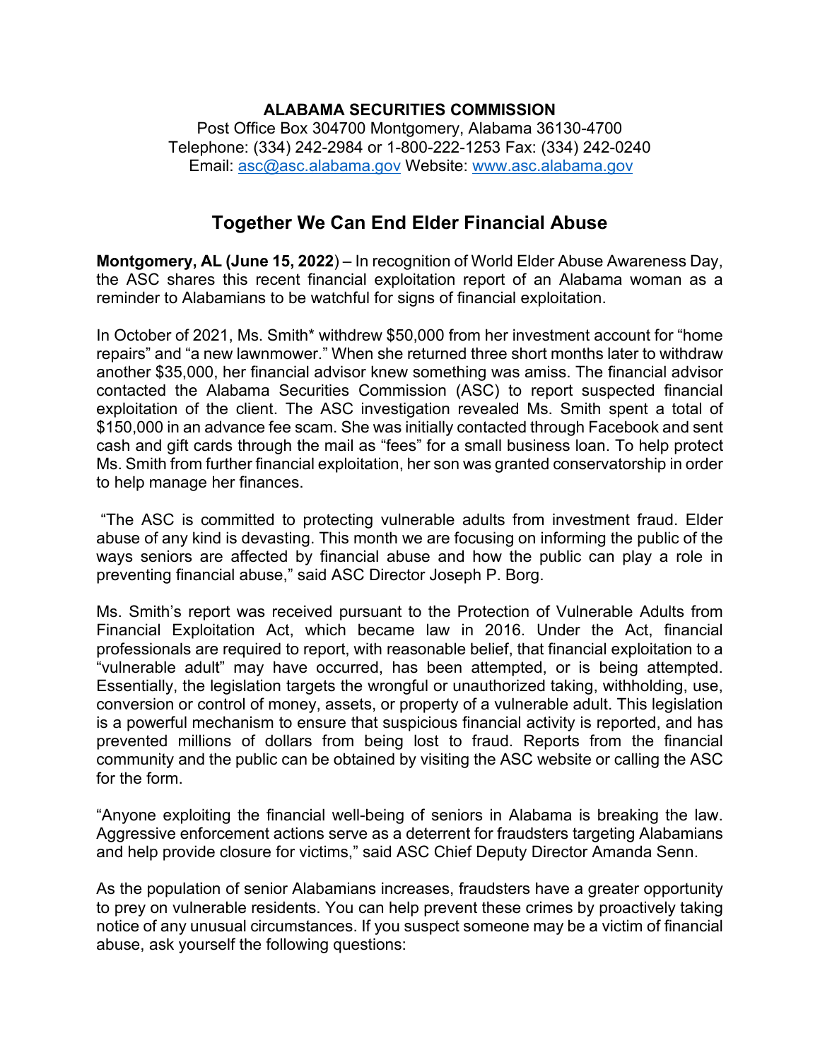**ALABAMA SECURITIES COMMISSION**
Post Office Box 304700 Montgomery, Alabama 36130-4700
Telephone: (334) 242-2984 or 1-800-222-1253 Fax: (334) 242-0240
Email: asc@asc.alabama.gov Website: www.asc.alabama.gov

# Together We Can End Elder Financial Abuse

**Montgomery, AL (June 15, 2022**) – In recognition of World Elder Abuse Awareness Day, the ASC shares this recent financial exploitation report of an Alabama woman as a reminder to Alabamians to be watchful for signs of financial exploitation.

In October of 2021, Ms. Smith* withdrew $50,000 from her investment account for "home repairs" and "a new lawnmower." When she returned three short months later to withdraw another $35,000, her financial advisor knew something was amiss. The financial advisor contacted the Alabama Securities Commission (ASC) to report suspected financial exploitation of the client. The ASC investigation revealed Ms. Smith spent a total of $150,000 in an advance fee scam. She was initially contacted through Facebook and sent cash and gift cards through the mail as "fees" for a small business loan. To help protect Ms. Smith from further financial exploitation, her son was granted conservatorship in order to help manage her finances.

"The ASC is committed to protecting vulnerable adults from investment fraud. Elder abuse of any kind is devasting. This month we are focusing on informing the public of the ways seniors are affected by financial abuse and how the public can play a role in preventing financial abuse," said ASC Director Joseph P. Borg.

Ms. Smith's report was received pursuant to the Protection of Vulnerable Adults from Financial Exploitation Act, which became law in 2016. Under the Act, financial professionals are required to report, with reasonable belief, that financial exploitation to a "vulnerable adult" may have occurred, has been attempted, or is being attempted. Essentially, the legislation targets the wrongful or unauthorized taking, withholding, use, conversion or control of money, assets, or property of a vulnerable adult. This legislation is a powerful mechanism to ensure that suspicious financial activity is reported, and has prevented millions of dollars from being lost to fraud. Reports from the financial community and the public can be obtained by visiting the ASC website or calling the ASC for the form.

"Anyone exploiting the financial well-being of seniors in Alabama is breaking the law. Aggressive enforcement actions serve as a deterrent for fraudsters targeting Alabamians and help provide closure for victims," said ASC Chief Deputy Director Amanda Senn.

As the population of senior Alabamians increases, fraudsters have a greater opportunity to prey on vulnerable residents. You can help prevent these crimes by proactively taking notice of any unusual circumstances. If you suspect someone may be a victim of financial abuse, ask yourself the following questions: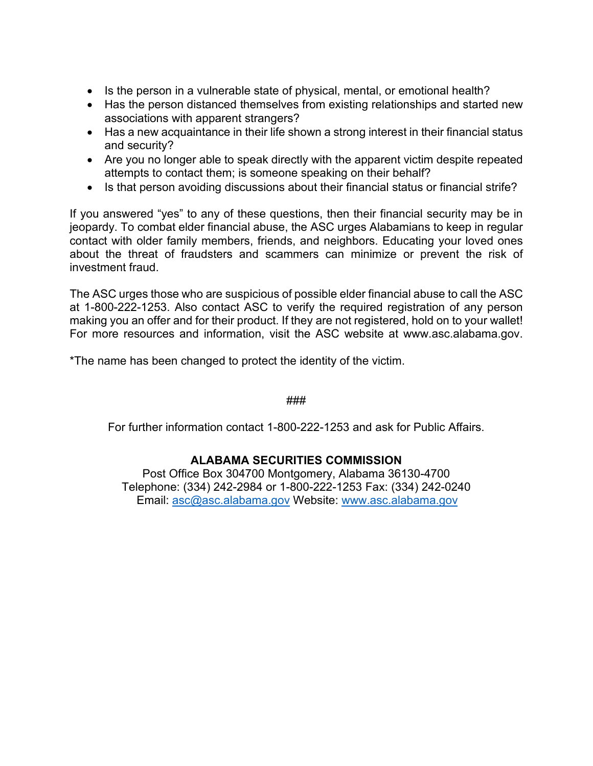- Is the person in a vulnerable state of physical, mental, or emotional health?
- Has the person distanced themselves from existing relationships and started new associations with apparent strangers?
- Has a new acquaintance in their life shown a strong interest in their financial status and security?
- Are you no longer able to speak directly with the apparent victim despite repeated attempts to contact them; is someone speaking on their behalf?
- Is that person avoiding discussions about their financial status or financial strife?

If you answered "yes" to any of these questions, then their financial security may be in jeopardy. To combat elder financial abuse, the ASC urges Alabamians to keep in regular contact with older family members, friends, and neighbors. Educating your loved ones about the threat of fraudsters and scammers can minimize or prevent the risk of investment fraud.

The ASC urges those who are suspicious of possible elder financial abuse to call the ASC at 1-800-222-1253. Also contact ASC to verify the required registration of any person making you an offer and for their product. If they are not registered, hold on to your wallet! For more resources and information, visit the ASC website at www.asc.alabama.gov.

*The name has been changed to protect the identity of the victim.

###

For further information contact 1-800-222-1253 and ask for Public Affairs.

**ALABAMA SECURITIES COMMISSION**
Post Office Box 304700 Montgomery, Alabama 36130-4700
Telephone: (334) 242-2984 or 1-800-222-1253 Fax: (334) 242-0240
Email: asc@asc.alabama.gov Website: www.asc.alabama.gov